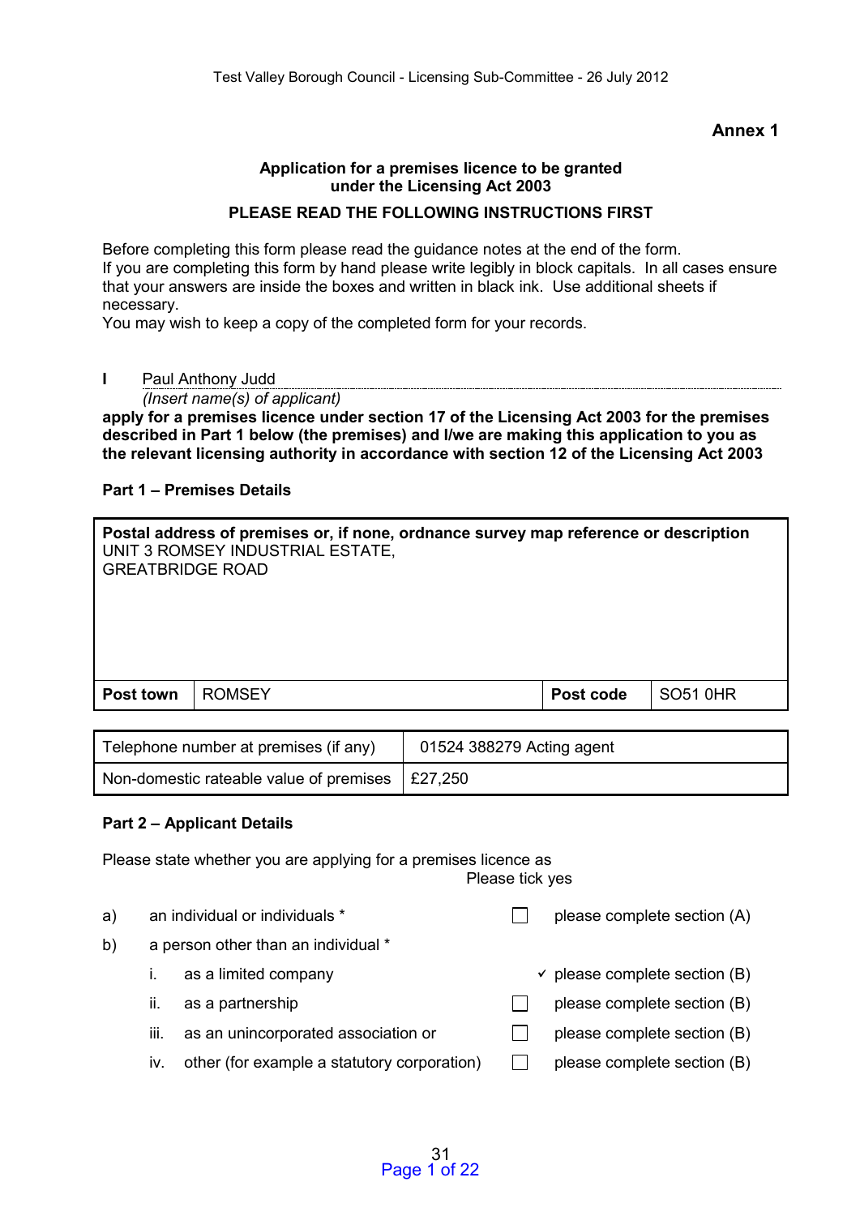**Annex 1**

**Application for a premises licence to be granted under the Licensing Act 2003**

**PLEASE READ THE FOLLOWING INSTRUCTIONS FIRST**

Before completing this form please read the guidance notes at the end of the form.
If you are completing this form by hand please write legibly in block capitals. In all cases ensure that your answers are inside the boxes and written in black ink. Use additional sheets if necessary.
You may wish to keep a copy of the completed form for your records.

I Paul Anthony Judd
*(Insert name(s) of applicant)*
**apply for a premises licence under section 17 of the Licensing Act 2003 for the premises described in Part 1 below (the premises) and I/we are making this application to you as the relevant licensing authority in accordance with section 12 of the Licensing Act 2003**

**Part 1 – Premises Details**

| **Postal address of premises or, if none, ordnance survey map reference or description** UNIT 3 ROMSEY INDUSTRIAL ESTATE, GREATBRIDGE ROAD | | | |
|---|---|---|---|
| **Post town** | ROMSEY | **Post code** | SO51 0HR |

| | |
|---|---|
| Telephone number at premises (if any) | 01524 388279 Acting agent |
| Non-domestic rateable value of premises | £27,250 |

**Part 2 – Applicant Details**

Please state whether you are applying for a premises licence as

| | | Please tick yes | |
|---|---|---|---|
| a) | an individual or individuals * | ☐ | please complete section (A) |
| b) | a person other than an individual * | | |
| | i. as a limited company | ✓ | please complete section (B) |
| | ii. as a partnership | ☐ | please complete section (B) |
| | iii. as an unincorporated association or | ☐ | please complete section (B) |
| | iv. other (for example a statutory corporation) | ☐ | please complete section (B) |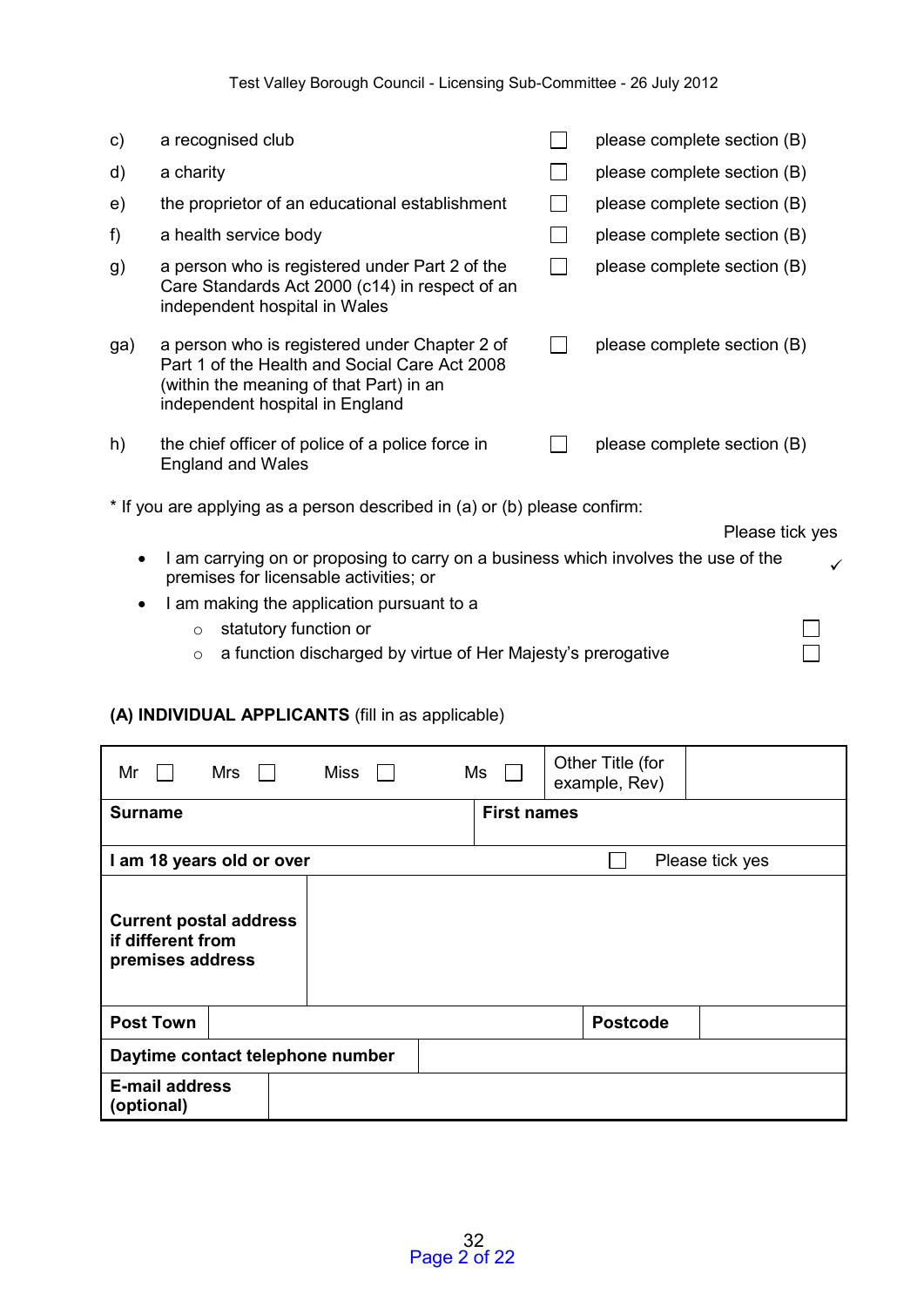| | | | |
|---|---|---|---|
| c) | a recognised club | ☐ | please complete section (B) |
| d) | a charity | ☐ | please complete section (B) |
| e) | the proprietor of an educational establishment | ☐ | please complete section (B) |
| f) | a health service body | ☐ | please complete section (B) |
| g) | a person who is registered under Part 2 of the Care Standards Act 2000 (c14) in respect of an independent hospital in Wales | ☐ | please complete section (B) |
| ga) | a person who is registered under Chapter 2 of Part 1 of the Health and Social Care Act 2008 (within the meaning of that Part) in an independent hospital in England | ☐ | please complete section (B) |
| h) | the chief officer of police of a police force in England and Wales | ☐ | please complete section (B) |

* If you are applying as a person described in (a) or (b) please confirm:

Please tick yes

- I am carrying on or proposing to carry on a business which involves the use of the premises for licensable activities; or ✓
- I am making the application pursuant to a
  - statutory function or ☐
  - a function discharged by virtue of Her Majesty's prerogative ☐

**(A) INDIVIDUAL APPLICANTS** (fill in as applicable)

| Mr ☐ Mrs ☐ Miss ☐ Ms ☐ | | Other Title (for example, Rev) | |
|---|---|---|---|
| **Surname** | | **First names** | |
| **I am 18 years old or over** | | ☐ Please tick yes | |
| **Current postal address if different from premises address** | | | |
| **Post Town** | | **Postcode** | |
| **Daytime contact telephone number** | | | |
| **E-mail address (optional)** | | | |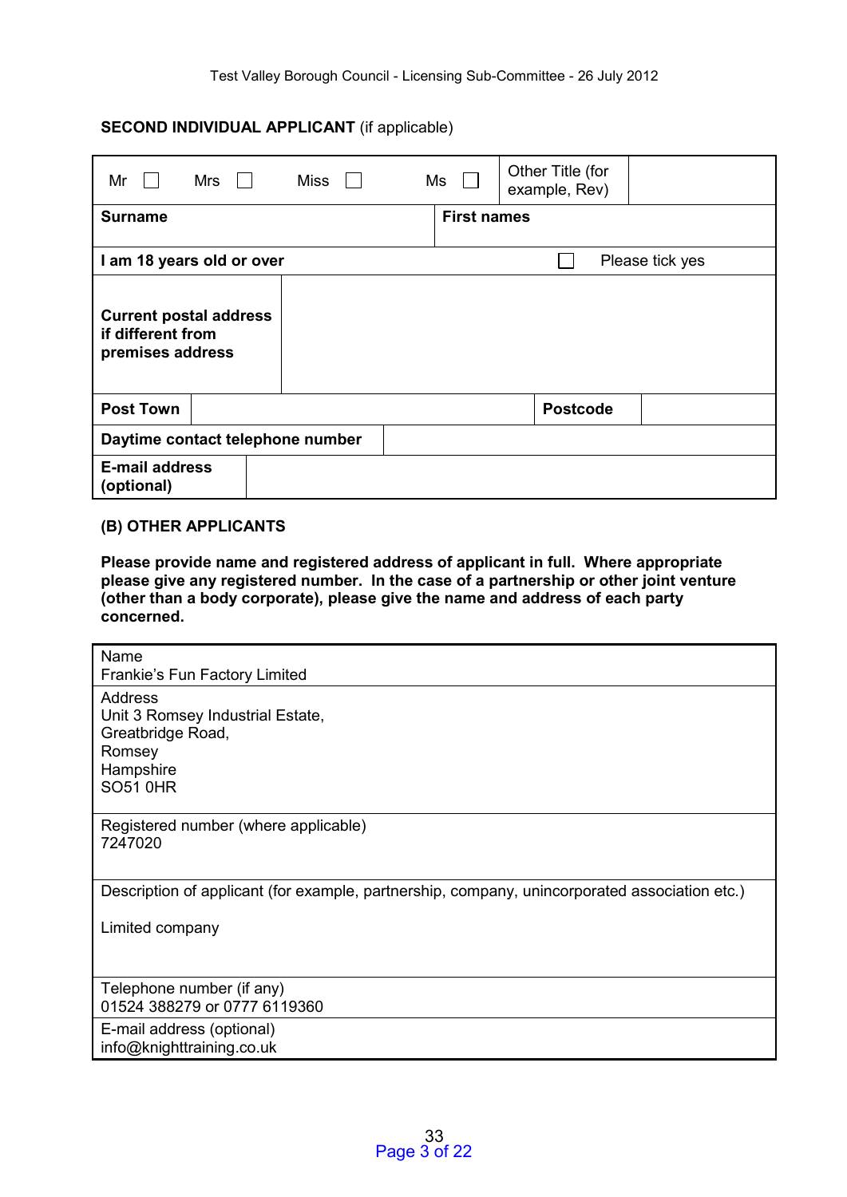**SECOND INDIVIDUAL APPLICANT** (if applicable)

| Mr ☐ Mrs ☐ Miss ☐ Ms ☐ | | Other Title (for example, Rev) | |
|---|---|---|---|
| **Surname** | | **First names** | |
| **I am 18 years old or over** | | ☐ Please tick yes | |
| **Current postal address if different from premises address** | | | |
| **Post Town** | | **Postcode** | |
| **Daytime contact telephone number** | | | |
| **E-mail address (optional)** | | | |

**(B) OTHER APPLICANTS**

**Please provide name and registered address of applicant in full. Where appropriate please give any registered number. In the case of a partnership or other joint venture (other than a body corporate), please give the name and address of each party concerned.**

| Name<br>Frankie's Fun Factory Limited |
|---|
| Address<br>Unit 3 Romsey Industrial Estate,<br>Greatbridge Road,<br>Romsey<br>Hampshire<br>SO51 0HR |
| Registered number (where applicable)<br>7247020 |
| Description of applicant (for example, partnership, company, unincorporated association etc.)<br><br>Limited company |
| Telephone number (if any)<br>01524 388279 or 0777 6119360 |
| E-mail address (optional)<br>info@knighttraining.co.uk |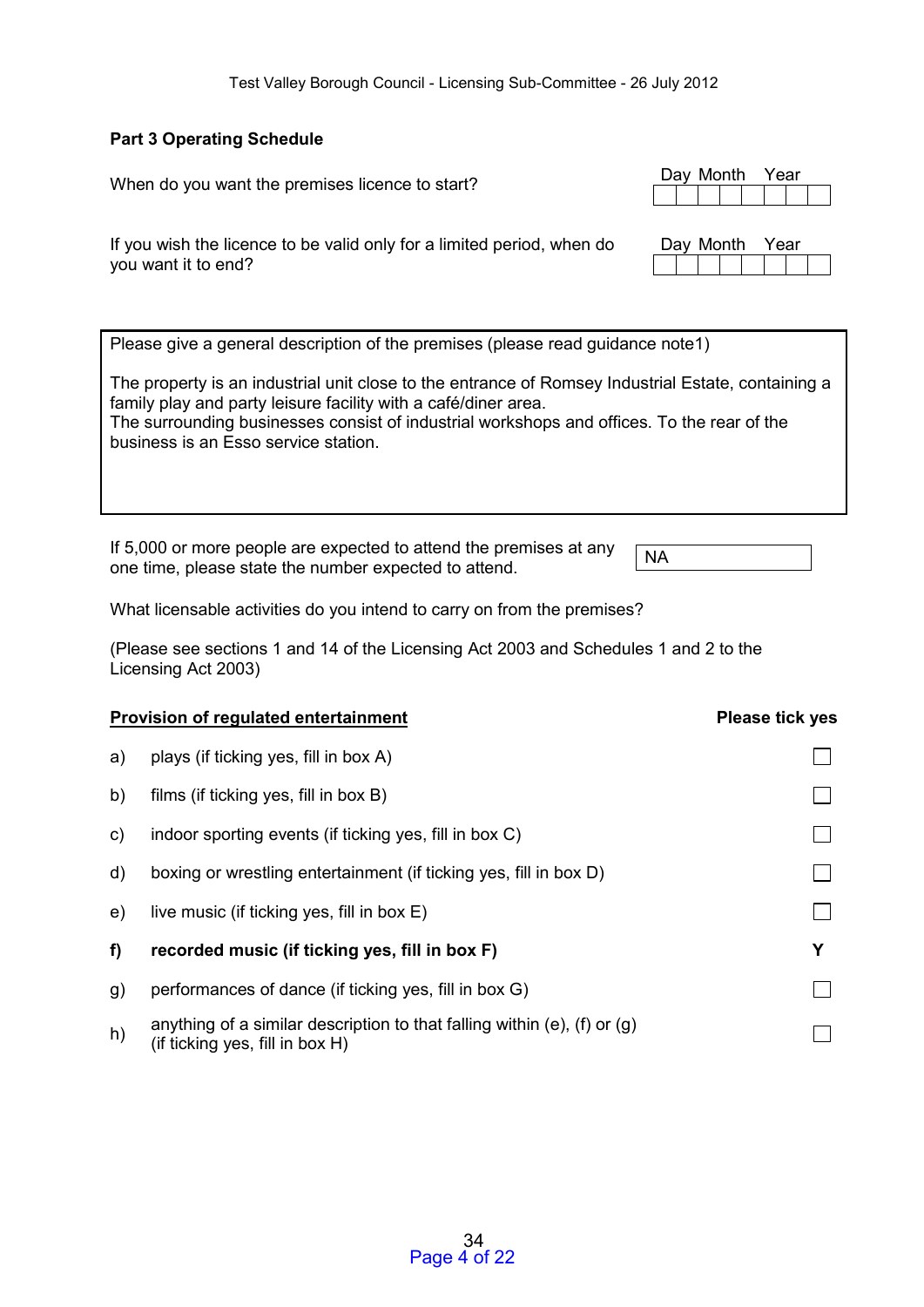**Part 3 Operating Schedule**

| | Day | Month | Year |
|---|---|---|---|
| When do you want the premises licence to start? | | | |
| If you wish the licence to be valid only for a limited period, when do you want it to end? | | | |

Please give a general description of the premises (please read guidance note1)

The property is an industrial unit close to the entrance of Romsey Industrial Estate, containing a family play and party leisure facility with a café/diner area.
The surrounding businesses consist of industrial workshops and offices. To the rear of the business is an Esso service station.

If 5,000 or more people are expected to attend the premises at any one time, please state the number expected to attend. NA

What licensable activities do you intend to carry on from the premises?

(Please see sections 1 and 14 of the Licensing Act 2003 and Schedules 1 and 2 to the Licensing Act 2003)

| | **Provision of regulated entertainment** | **Please tick yes** |
|---|---|---|
| a) | plays (if ticking yes, fill in box A) | ☐ |
| b) | films (if ticking yes, fill in box B) | ☐ |
| c) | indoor sporting events (if ticking yes, fill in box C) | ☐ |
| d) | boxing or wrestling entertainment (if ticking yes, fill in box D) | ☐ |
| e) | live music (if ticking yes, fill in box E) | ☐ |
| **f)** | **recorded music (if ticking yes, fill in box F)** | **Y** |
| g) | performances of dance (if ticking yes, fill in box G) | ☐ |
| h) | anything of a similar description to that falling within (e), (f) or (g) (if ticking yes, fill in box H) | ☐ |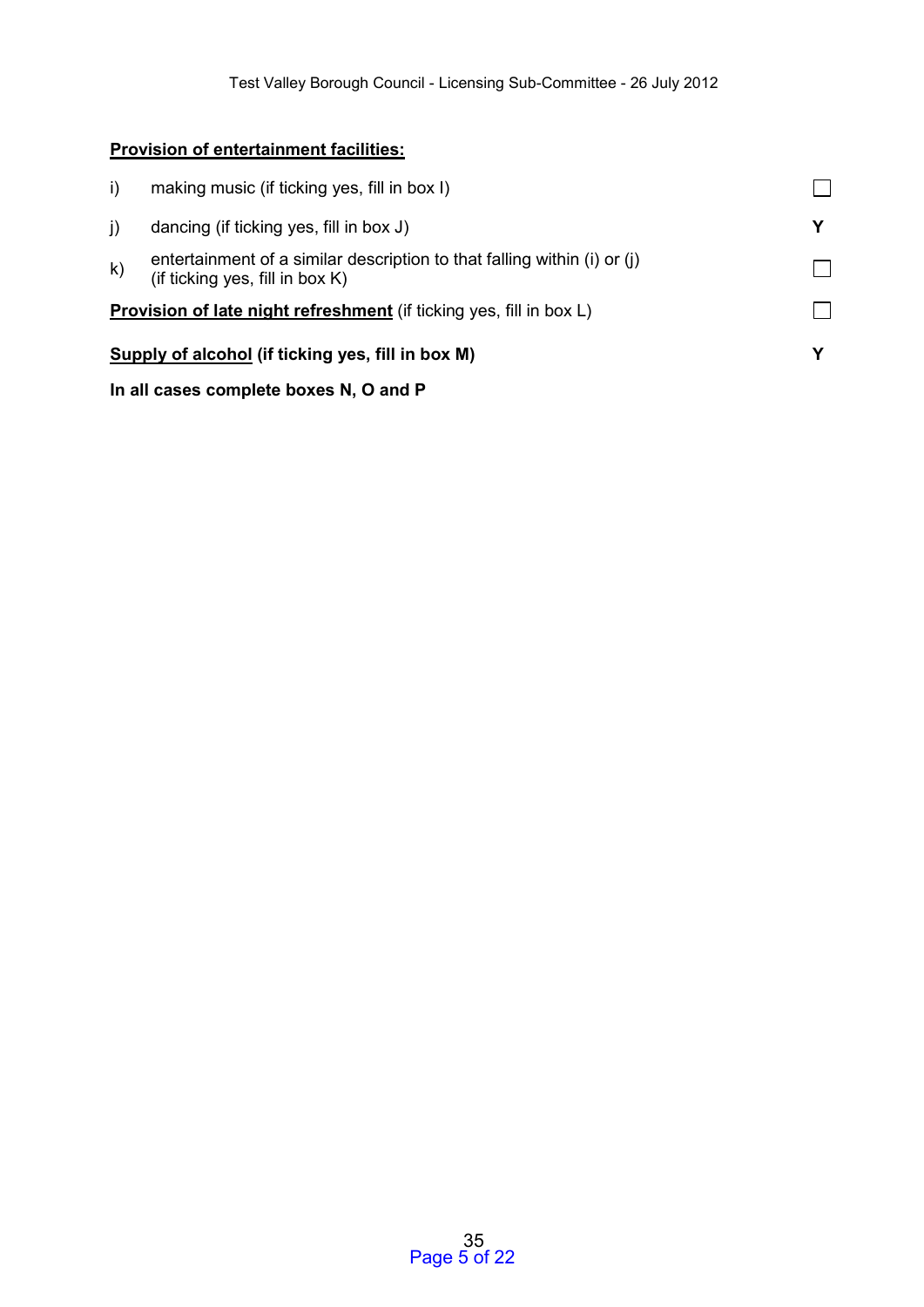**<u>Provision of entertainment facilities:</u>**

| | | |
|---|---|---|
| i) | making music (if ticking yes, fill in box I) | ☐ |
| j) | dancing (if ticking yes, fill in box J) | **Y** |
| k) | entertainment of a similar description to that falling within (i) or (j) (if ticking yes, fill in box K) | ☐ |

**<u>Provision of late night refreshment</u>** (if ticking yes, fill in box L) ☐

**<u>Supply of alcohol</u> (if ticking yes, fill in box M)** **Y**

**In all cases complete boxes N, O and P**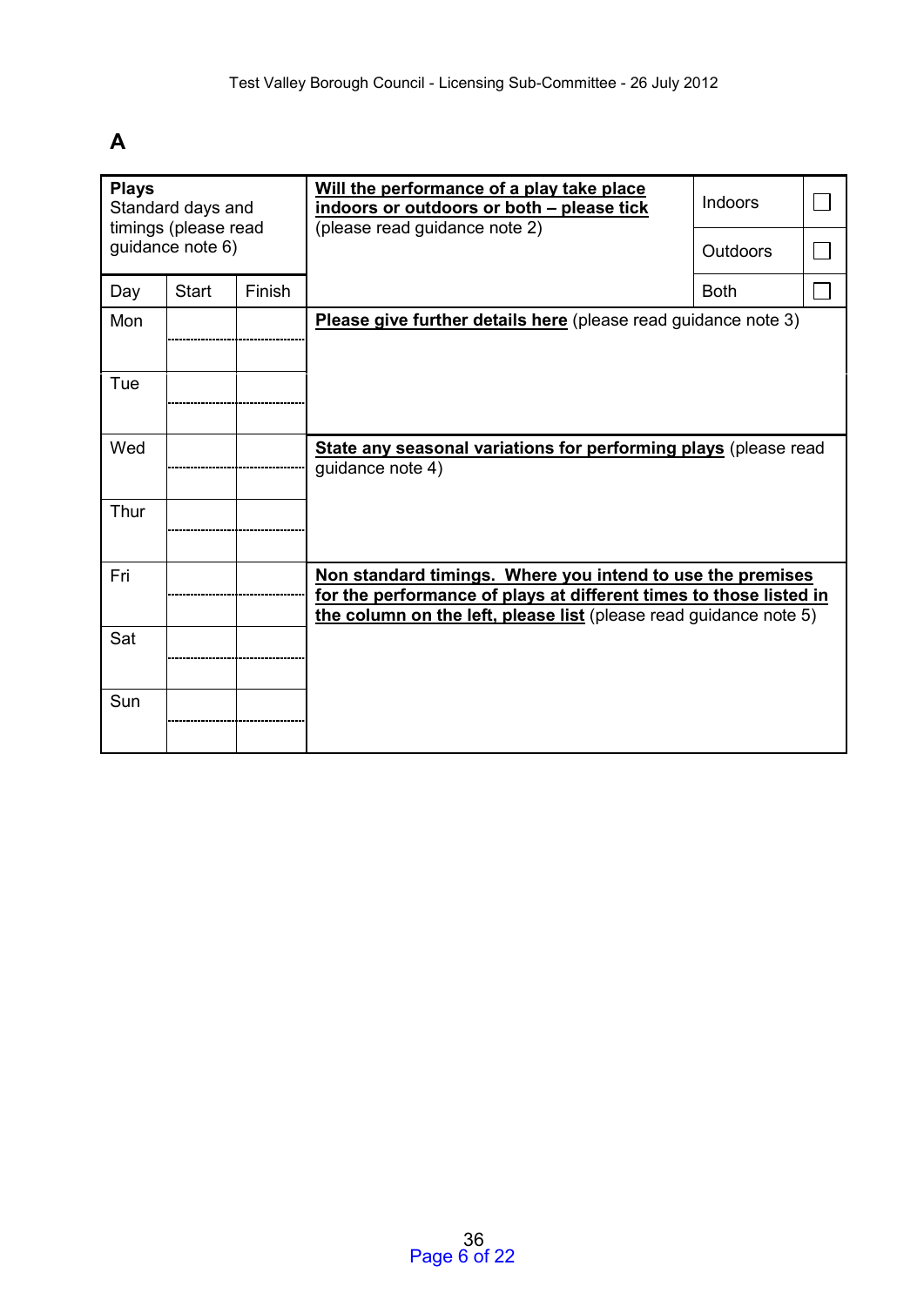**A**

| **Plays**<br>Standard days and timings (please read guidance note 6) | | | **Will the performance of a play take place indoors or outdoors or both – please tick** (please read guidance note 2) | Indoors | ☐ |
|---|---|---|---|---|---|
| | | | | Outdoors | ☐ |
| Day | Start | Finish | | Both | ☐ |
| Mon | | | **Please give further details here** (please read guidance note 3) | | |
| Tue | | | | | |
| Wed | | | **State any seasonal variations for performing plays** (please read guidance note 4) | | |
| Thur | | | | | |
| Fri | | | **Non standard timings. Where you intend to use the premises for the performance of plays at different times to those listed in the column on the left, please list** (please read guidance note 5) | | |
| Sat | | | | | |
| Sun | | | | | |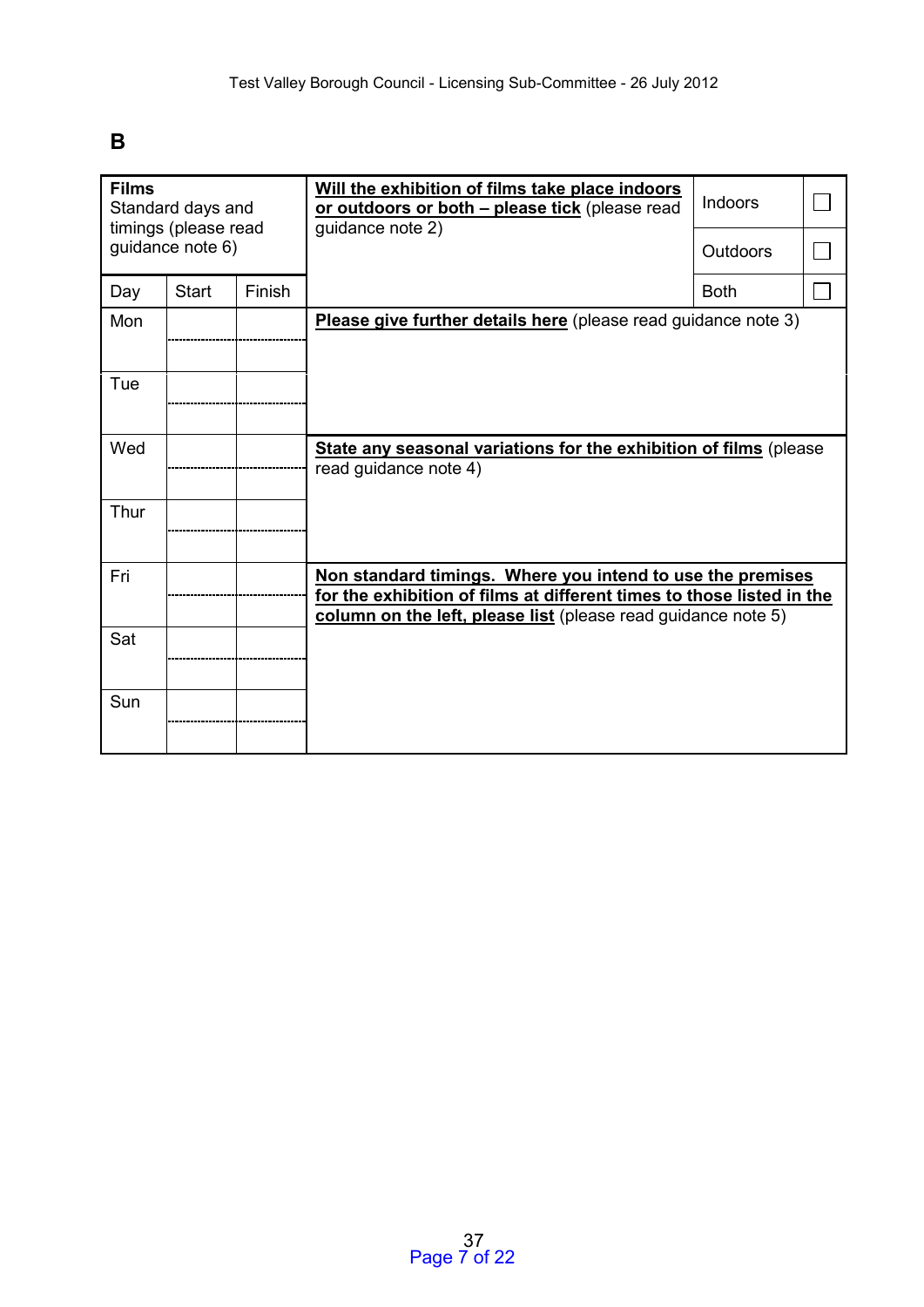## B

| **Films**<br>Standard days and timings (please read guidance note 6) | | | **Will the exhibition of films take place indoors or outdoors or both – please tick** (please read guidance note 2) | Indoors | ☐ |
|---|---|---|---|---|---|
| | | | | Outdoors | ☐ |
| Day | Start | Finish | | Both | ☐ |
| Mon | | | **Please give further details here** (please read guidance note 3) | | |
| | | | | | |
| Tue | | | | | |
| | | | | | |
| Wed | | | **State any seasonal variations for the exhibition of films** (please read guidance note 4) | | |
| | | | | | |
| Thur | | | | | |
| | | | | | |
| Fri | | | **Non standard timings. Where you intend to use the premises for the exhibition of films at different times to those listed in the column on the left, please list** (please read guidance note 5) | | |
| | | | | | |
| Sat | | | | | |
| | | | | | |
| Sun | | | | | |
| | | | | | |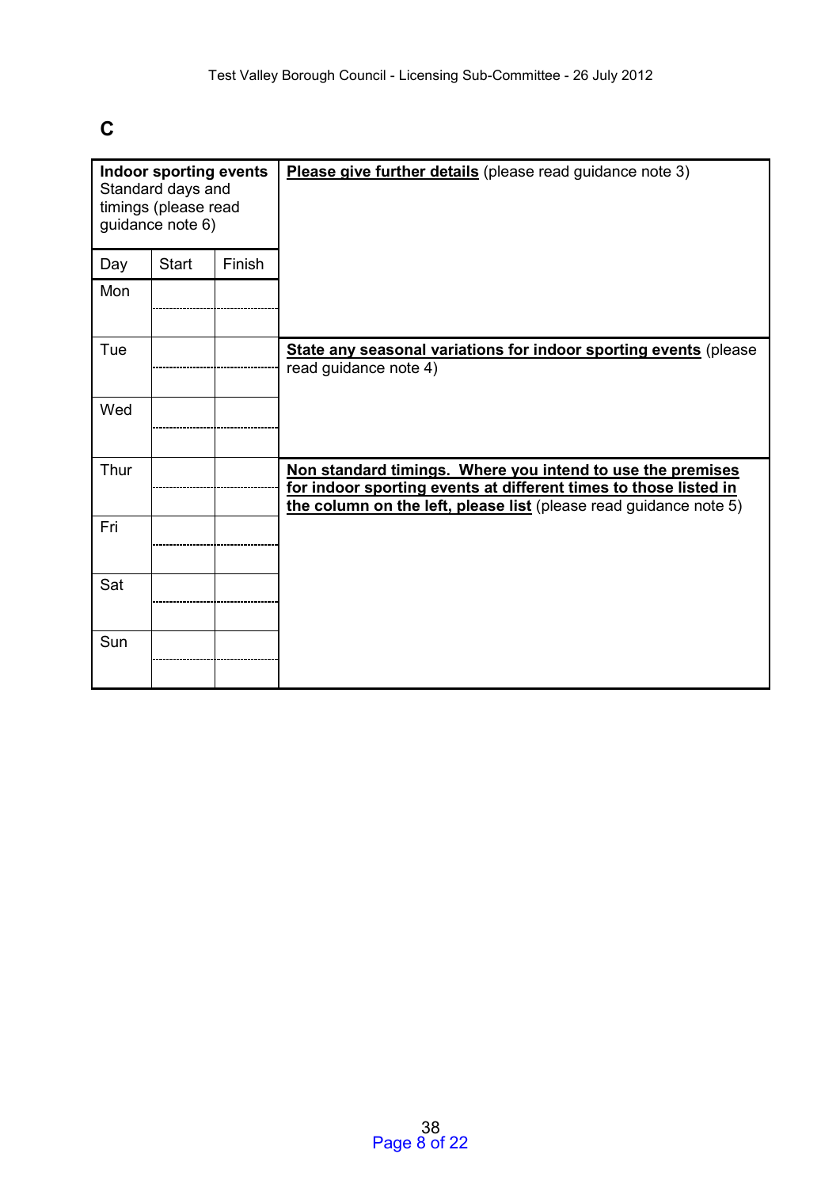**C**

| **Indoor sporting events** Standard days and timings (please read guidance note 6) | | | **Please give further details** (please read guidance note 3) |
|---|---|---|---|
| Day | Start | Finish | |
| Mon | | | |
| | | | |
| Tue | | | **State any seasonal variations for indoor sporting events** (please read guidance note 4) |
| | | | |
| Wed | | | |
| | | | |
| Thur | | | **Non standard timings. Where you intend to use the premises for indoor sporting events at different times to those listed in the column on the left, please list** (please read guidance note 5) |
| | | | |
| Fri | | | |
| | | | |
| Sat | | | |
| | | | |
| Sun | | | |
| | | | |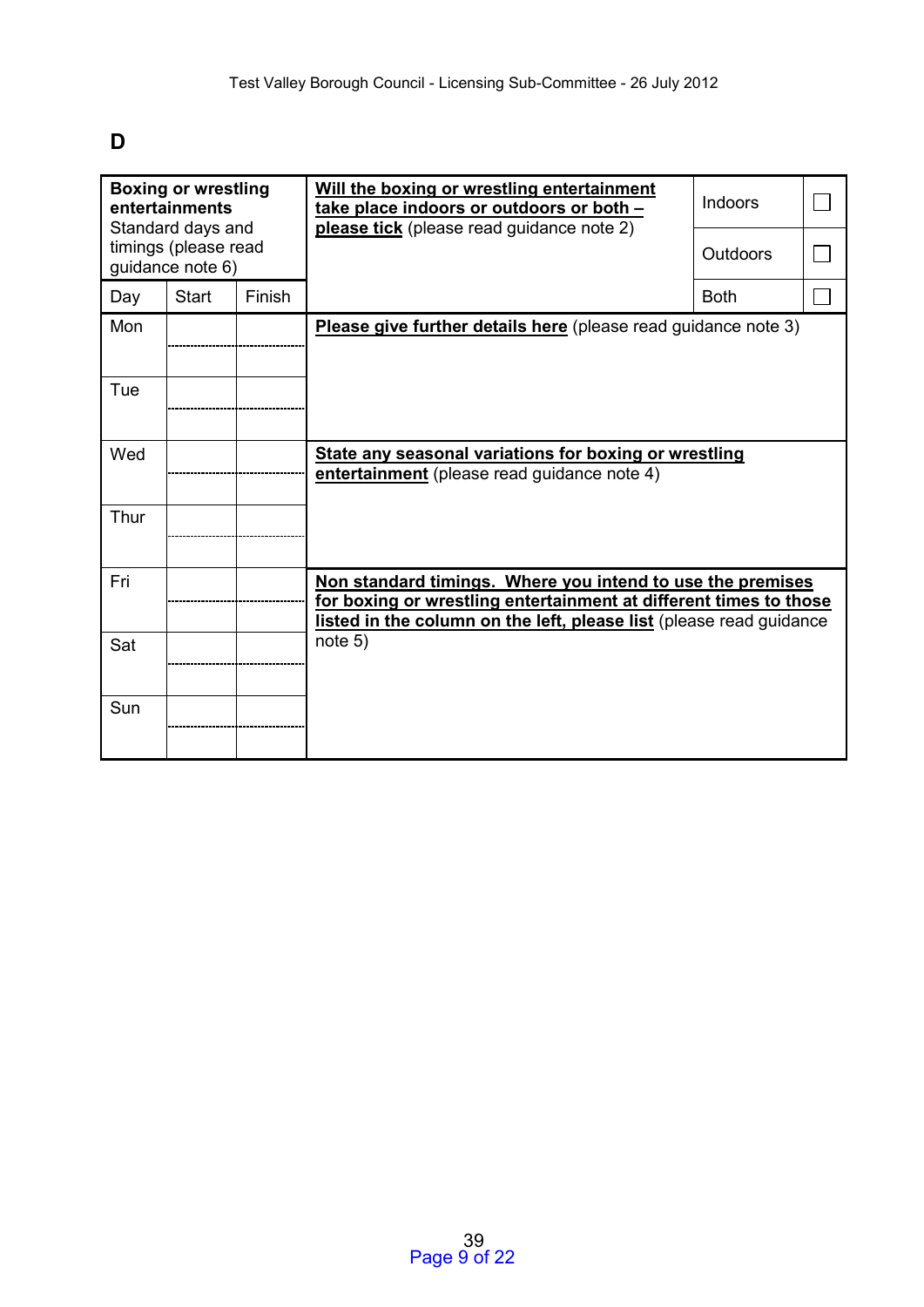## D

| **Boxing or wrestling entertainments** Standard days and timings (please read guidance note 6) | | | **<u>Will the boxing or wrestling entertainment take place indoors or outdoors or both – please tick</u>** (please read guidance note 2) | Indoors | ☐ |
|---|---|---|---|---|---|
| | | | | Outdoors | ☐ |
| Day | Start | Finish | | Both | ☐ |
| Mon | | | **<u>Please give further details here</u>** (please read guidance note 3) | | |
| | | | | | |
| Tue | | | | | |
| | | | | | |
| Wed | | | **<u>State any seasonal variations for boxing or wrestling entertainment</u>** (please read guidance note 4) | | |
| | | | | | |
| Thur | | | | | |
| | | | | | |
| Fri | | | **<u>Non standard timings. Where you intend to use the premises for boxing or wrestling entertainment at different times to those listed in the column on the left, please list</u>** (please read guidance note 5) | | |
| | | | | | |
| Sat | | | | | |
| | | | | | |
| Sun | | | | | |
| | | | | | |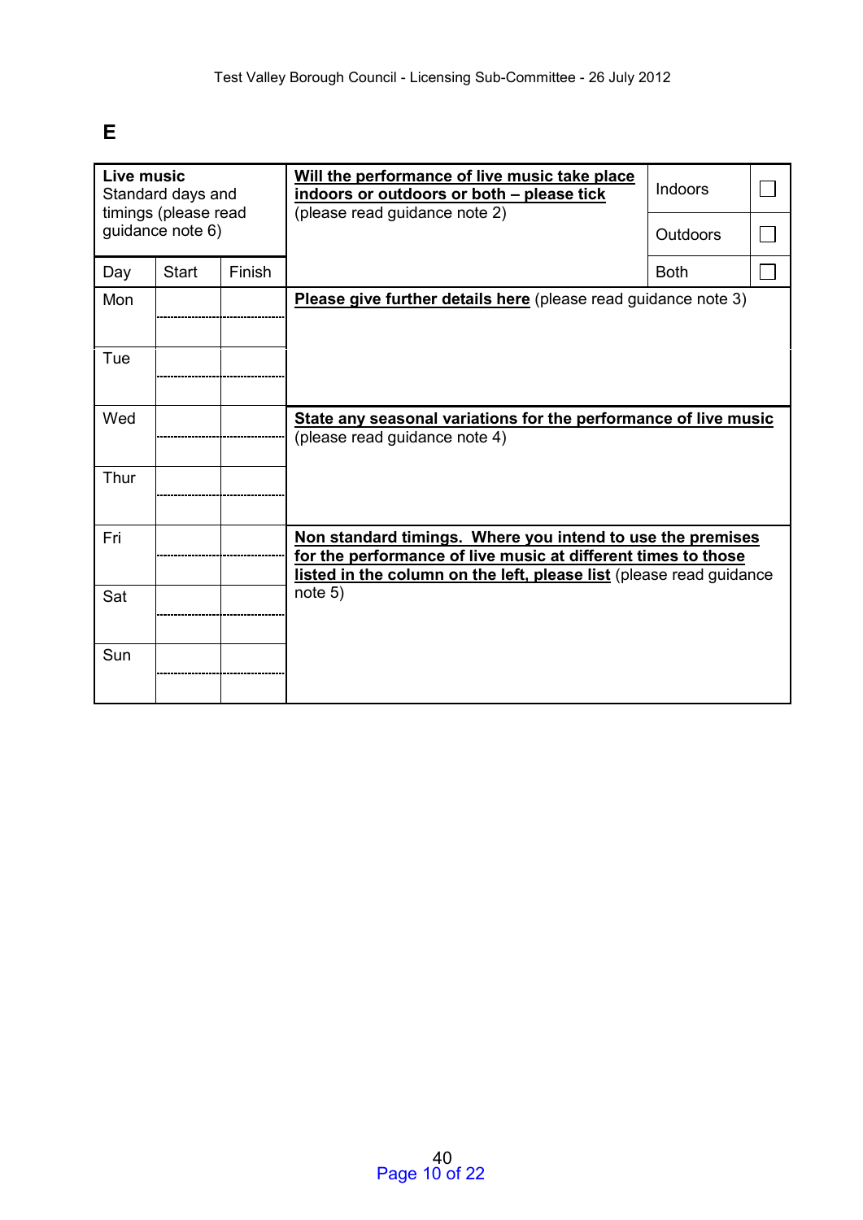# E

| **Live music** Standard days and timings (please read guidance note 6) | | | **Will the performance of live music take place indoors or outdoors or both – please tick** (please read guidance note 2) | Indoors | ☐ |
|---|---|---|---|---|---|
| | | | | Outdoors | ☐ |
| Day | Start | Finish | | Both | ☐ |
| Mon | | | **Please give further details here** (please read guidance note 3) | | |
| Tue | | | | | |
| Wed | | | **State any seasonal variations for the performance of live music** (please read guidance note 4) | | |
| Thur | | | | | |
| Fri | | | **Non standard timings. Where you intend to use the premises for the performance of live music at different times to those listed in the column on the left, please list** (please read guidance note 5) | | |
| Sat | | | | | |
| Sun | | | | | |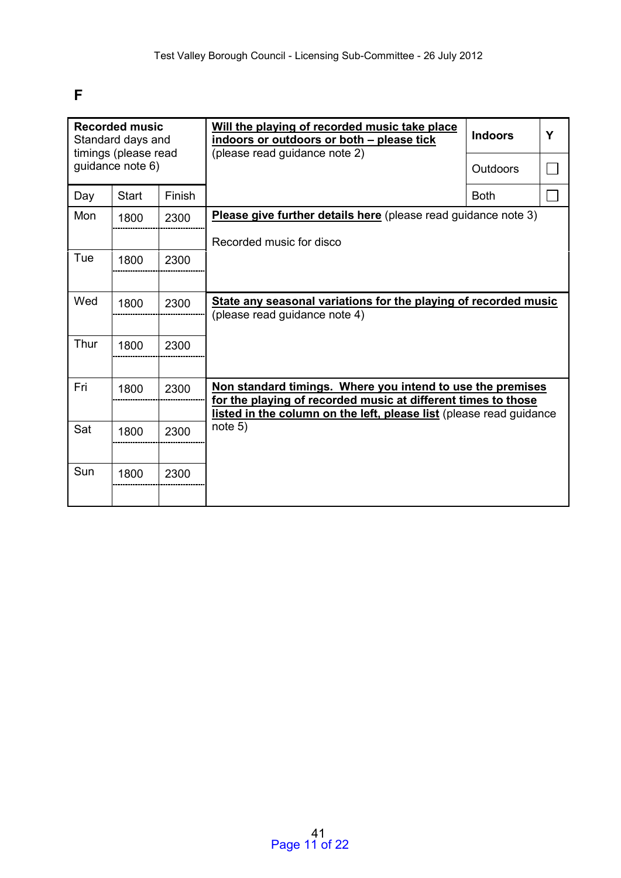# F

| **Recorded music** Standard days and timings (please read guidance note 6) | | | **Will the playing of recorded music take place indoors or outdoors or both – please tick** (please read guidance note 2) | | |
|---|---|---|---|---|---|
| | | | | **Indoors** | **Y** |
| | | | | Outdoors | ☐ |
| Day | Start | Finish | | Both | ☐ |
| Mon | 1800 | 2300 | **Please give further details here** (please read guidance note 3)<br><br>Recorded music for disco | | |
| Tue | 1800 | 2300 | | | |
| Wed | 1800 | 2300 | **State any seasonal variations for the playing of recorded music** (please read guidance note 4) | | |
| Thur | 1800 | 2300 | | | |
| Fri | 1800 | 2300 | **Non standard timings. Where you intend to use the premises for the playing of recorded music at different times to those listed in the column on the left, please list** (please read guidance note 5) | | |
| Sat | 1800 | 2300 | | | |
| Sun | 1800 | 2300 | | | |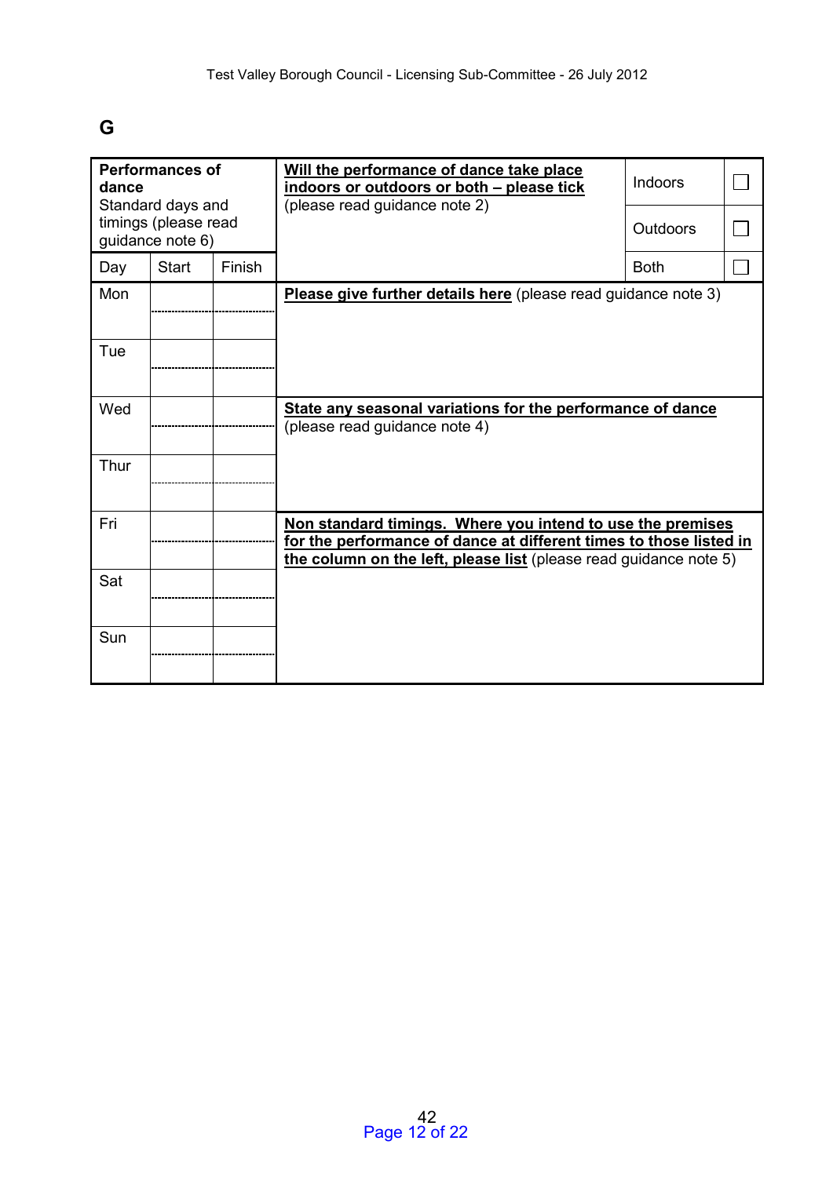## G

| **Performances of dance** Standard days and timings (please read guidance note 6) | | | **Will the performance of dance take place indoors or outdoors or both – please tick** (please read guidance note 2) | Indoors | ☐ |
|---|---|---|---|---|---|
| | | | | Outdoors | ☐ |
| Day | Start | Finish | | Both | ☐ |
| Mon | | | **Please give further details here** (please read guidance note 3) | | |
| Tue | | | | | |
| Wed | | | **State any seasonal variations for the performance of dance** (please read guidance note 4) | | |
| Thur | | | | | |
| Fri | | | **Non standard timings. Where you intend to use the premises for the performance of dance at different times to those listed in the column on the left, please list** (please read guidance note 5) | | |
| Sat | | | | | |
| Sun | | | | | |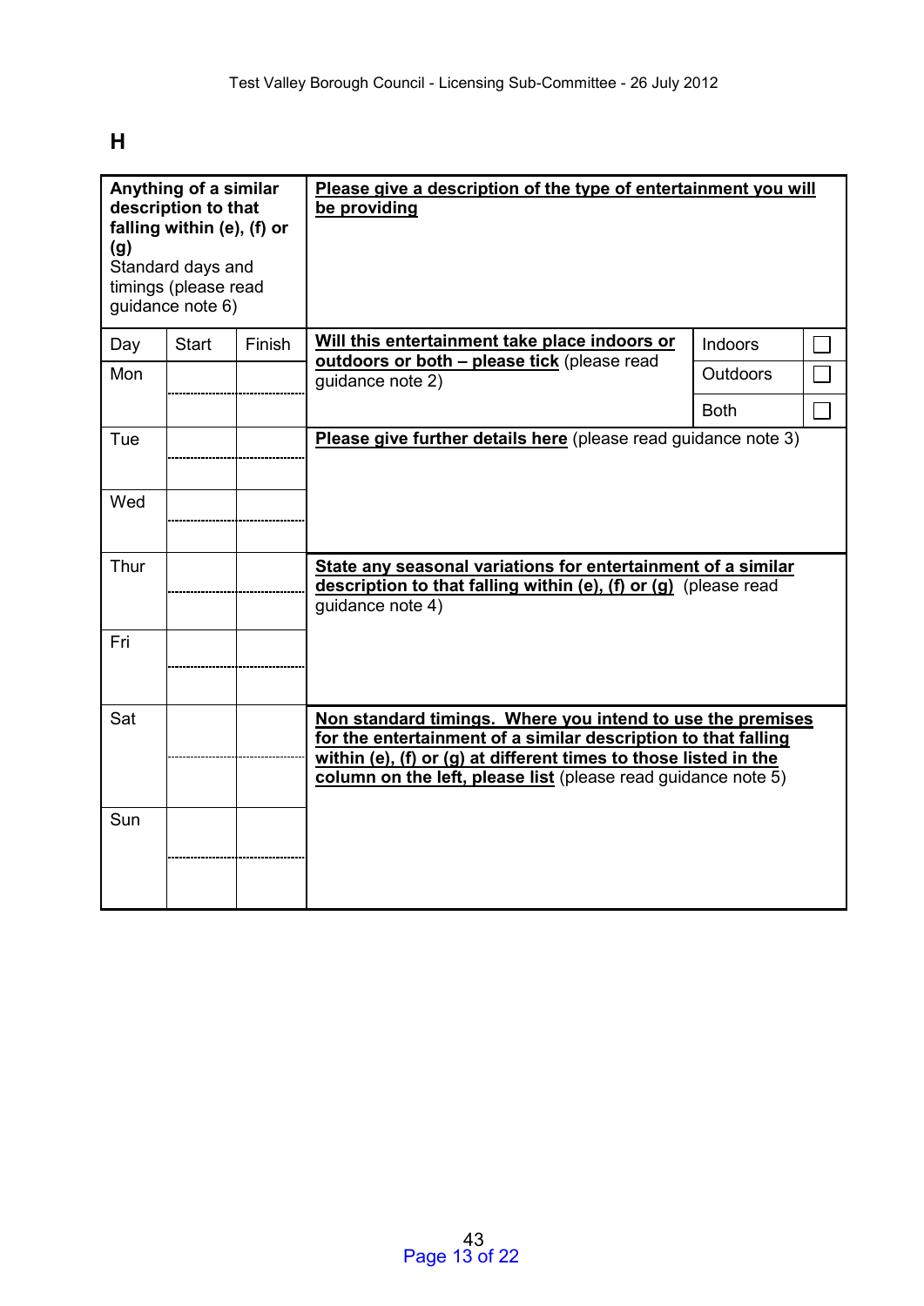## H

| Anything of a similar description to that falling within (e), (f) or (g)<br>Standard days and timings (please read guidance note 6) | | | Please give a description of the type of entertainment you will be providing | | |
|---|---|---|---|---|---|
| Day | Start | Finish | Will this entertainment take place indoors or outdoors or both – please tick (please read guidance note 2) | Indoors | ☐ |
| Mon | | | | Outdoors | ☐ |
| | | | | Both | ☐ |
| Tue | | | Please give further details here (please read guidance note 3) | | |
| | | | | | |
| Wed | | | | | |
| | | | | | |
| Thur | | | State any seasonal variations for entertainment of a similar description to that falling within (e), (f) or (g) (please read guidance note 4) | | |
| | | | | | |
| Fri | | | | | |
| | | | | | |
| Sat | | | Non standard timings. Where you intend to use the premises for the entertainment of a similar description to that falling within (e), (f) or (g) at different times to those listed in the column on the left, please list (please read guidance note 5) | | |
| | | | | | |
| Sun | | | | | |
| | | | | | |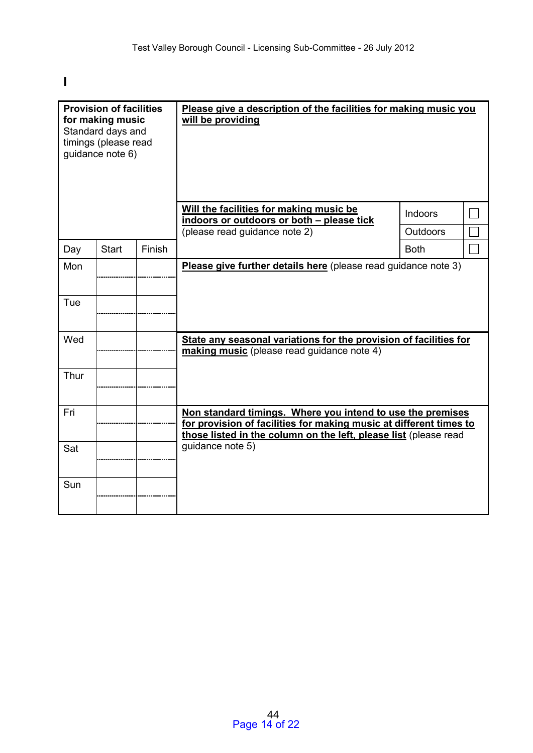# I

| Provision of facilities for making music | | | Please give a description of the facilities for making music you will be providing | | |
|---|---|---|---|---|---|
| **Provision of facilities for making music** Standard days and timings (please read guidance note 6) | | | **Will the facilities for making music be indoors or outdoors or both – please tick** (please read guidance note 2) | Indoors | ☐ |
| | | | | Outdoors | ☐ |
| Day | Start | Finish | | Both | ☐ |
| Mon | | | **Please give further details here** (please read guidance note 3) | | |
| | | | | | |
| Tue | | | | | |
| | | | | | |
| Wed | | | **State any seasonal variations for the provision of facilities for making music** (please read guidance note 4) | | |
| | | | | | |
| Thur | | | | | |
| | | | | | |
| Fri | | | **Non standard timings. Where you intend to use the premises for provision of facilities for making music at different times to those listed in the column on the left, please list** (please read guidance note 5) | | |
| | | | | | |
| Sat | | | | | |
| | | | | | |
| Sun | | | | | |
| | | | | | |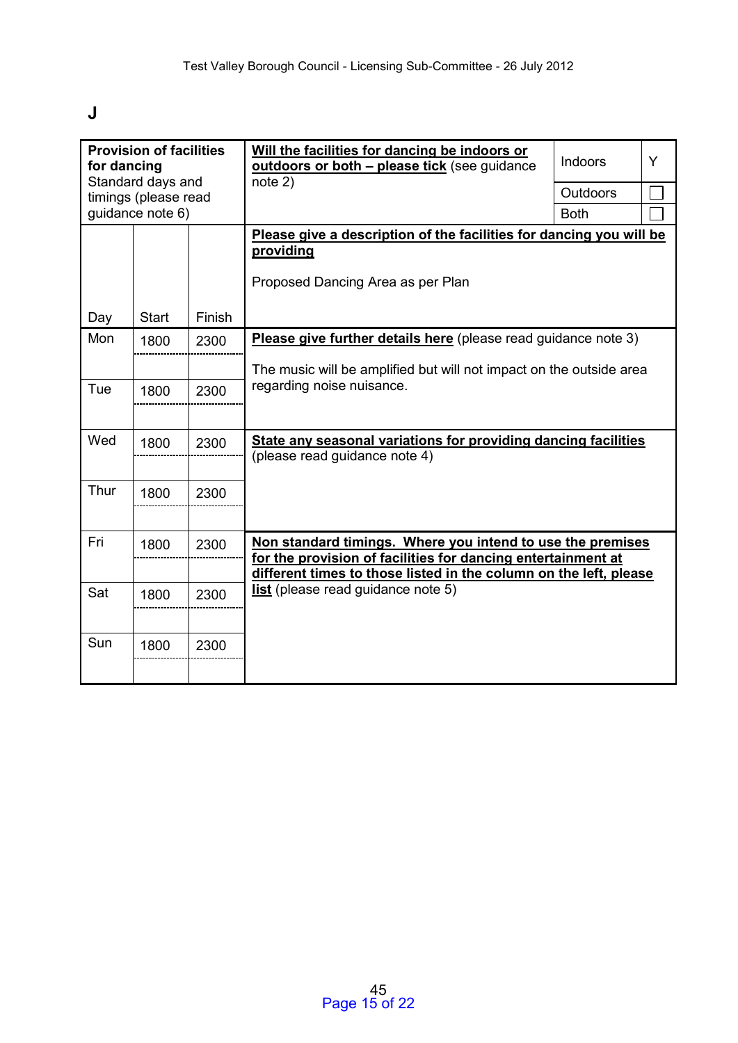**J**

| **Provision of facilities for dancing** Standard days and timings (please read guidance note 6) | | | **Will the facilities for dancing be indoors or outdoors or both – please tick** (see guidance note 2) | Indoors | Y |
|---|---|---|---|---|---|
| | | | | Outdoors | ☐ |
| | | | | Both | ☐ |
| Day | Start | Finish | **Please give a description of the facilities for dancing you will be providing**<br><br>Proposed Dancing Area as per Plan | | |
| Mon | 1800 | 2300 | **Please give further details here** (please read guidance note 3)<br><br>The music will be amplified but will not impact on the outside area regarding noise nuisance. | | |
| Tue | 1800 | 2300 | | | |
| Wed | 1800 | 2300 | **State any seasonal variations for providing dancing facilities** (please read guidance note 4) | | |
| Thur | 1800 | 2300 | | | |
| Fri | 1800 | 2300 | **Non standard timings. Where you intend to use the premises for the provision of facilities for dancing entertainment at different times to those listed in the column on the left, please list** (please read guidance note 5) | | |
| Sat | 1800 | 2300 | | | |
| Sun | 1800 | 2300 | | | |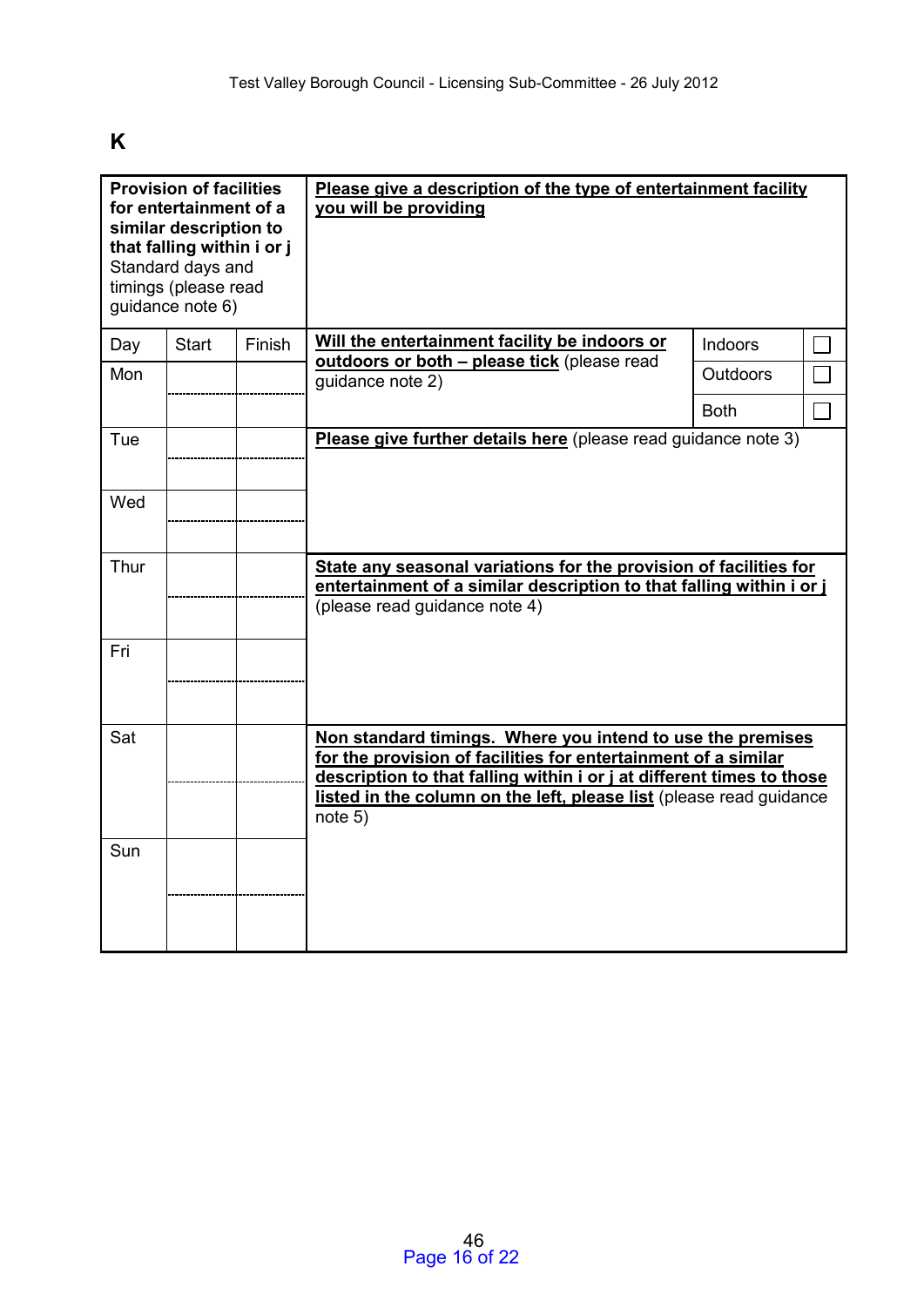# K

| **Provision of facilities for entertainment of a similar description to that falling within i or j** Standard days and timings (please read guidance note 6) | | | **Please give a description of the type of entertainment facility you will be providing** | | |
|---|---|---|---|---|---|
| Day | Start | Finish | **Will the entertainment facility be indoors or outdoors or both – please tick** (please read guidance note 2) | Indoors | ☐ |
| Mon | | | | Outdoors | ☐ |
| | | | | Both | ☐ |
| Tue | | | **Please give further details here** (please read guidance note 3) | | |
| Wed | | | | | |
| Thur | | | **State any seasonal variations for the provision of facilities for entertainment of a similar description to that falling within i or j** (please read guidance note 4) | | |
| Fri | | | | | |
| Sat | | | **Non standard timings. Where you intend to use the premises for the provision of facilities for entertainment of a similar description to that falling within i or j at different times to those listed in the column on the left, please list** (please read guidance note 5) | | |
| Sun | | | | | |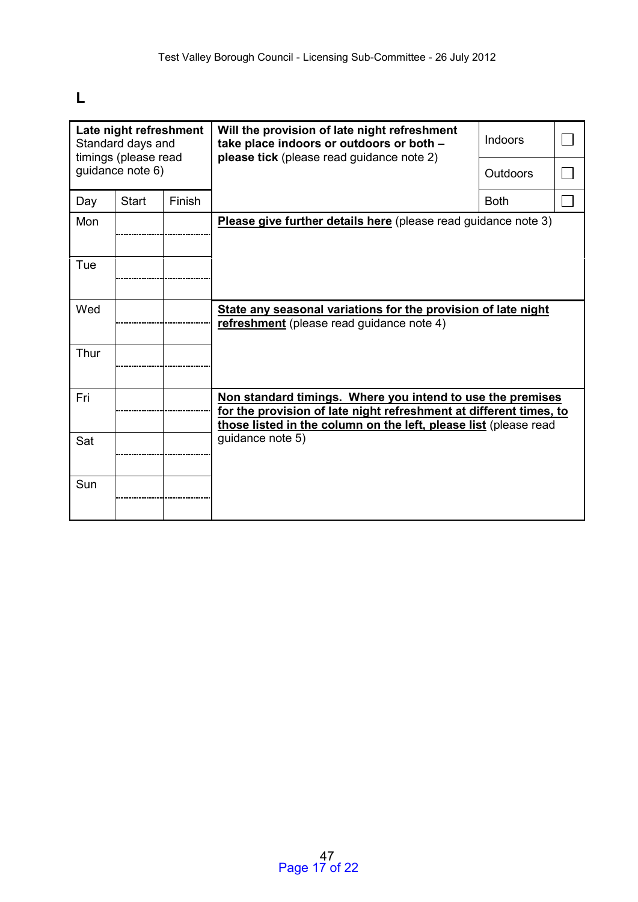## L

| **Late night refreshment** Standard days and timings (please read guidance note 6) | | | **Will the provision of late night refreshment take place indoors or outdoors or both – please tick** (please read guidance note 2) | Indoors | ☐ |
|---|---|---|---|---|---|
| | | | | Outdoors | ☐ |
| Day | Start | Finish | | Both | ☐ |
| Mon | | | **Please give further details here** (please read guidance note 3) | | |
| Tue | | | | | |
| Wed | | | **State any seasonal variations for the provision of late night refreshment** (please read guidance note 4) | | |
| Thur | | | | | |
| Fri | | | **Non standard timings. Where you intend to use the premises for the provision of late night refreshment at different times, to those listed in the column on the left, please list** (please read guidance note 5) | | |
| Sat | | | | | |
| Sun | | | | | |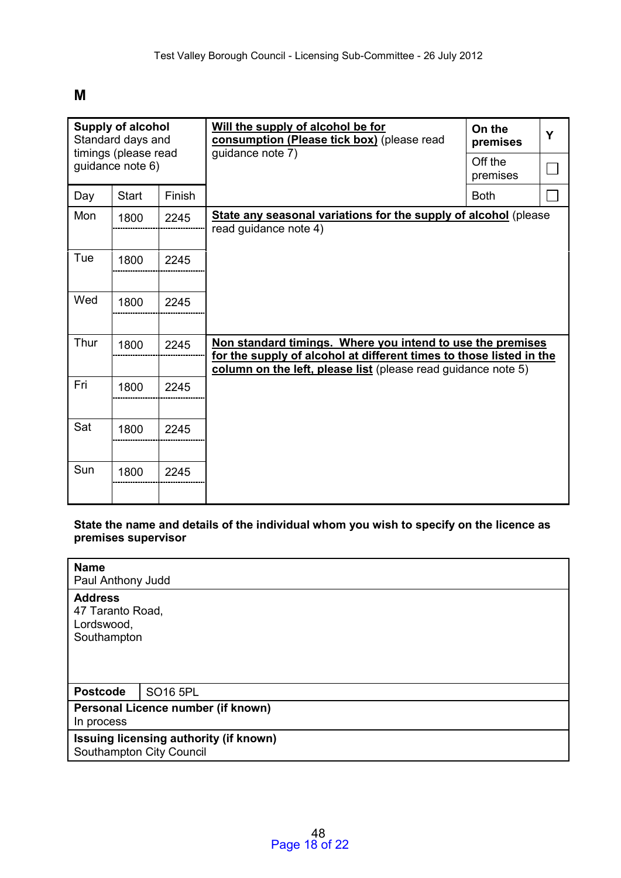**M**

| **Supply of alcohol** Standard days and timings (please read guidance note 6) | | | **Will the supply of alcohol be for consumption (Please tick box)** (please read guidance note 7) | **On the premises** | Y |
|---|---|---|---|---|---|
| | | | | Off the premises | ☐ |
| Day | Start | Finish | | Both | ☐ |
| Mon | 1800 | 2245 | **State any seasonal variations for the supply of alcohol** (please read guidance note 4) | | |
| Tue | 1800 | 2245 | | | |
| Wed | 1800 | 2245 | | | |
| Thur | 1800 | 2245 | **Non standard timings. Where you intend to use the premises for the supply of alcohol at different times to those listed in the column on the left, please list** (please read guidance note 5) | | |
| Fri | 1800 | 2245 | | | |
| Sat | 1800 | 2245 | | | |
| Sun | 1800 | 2245 | | | |

**State the name and details of the individual whom you wish to specify on the licence as premises supervisor**

| | |
|---|---|
| **Name** Paul Anthony Judd | |
| **Address** 47 Taranto Road, Lordswood, Southampton | |
| **Postcode** | SO16 5PL |
| **Personal Licence number (if known)** In process | |
| **Issuing licensing authority (if known)** Southampton City Council | |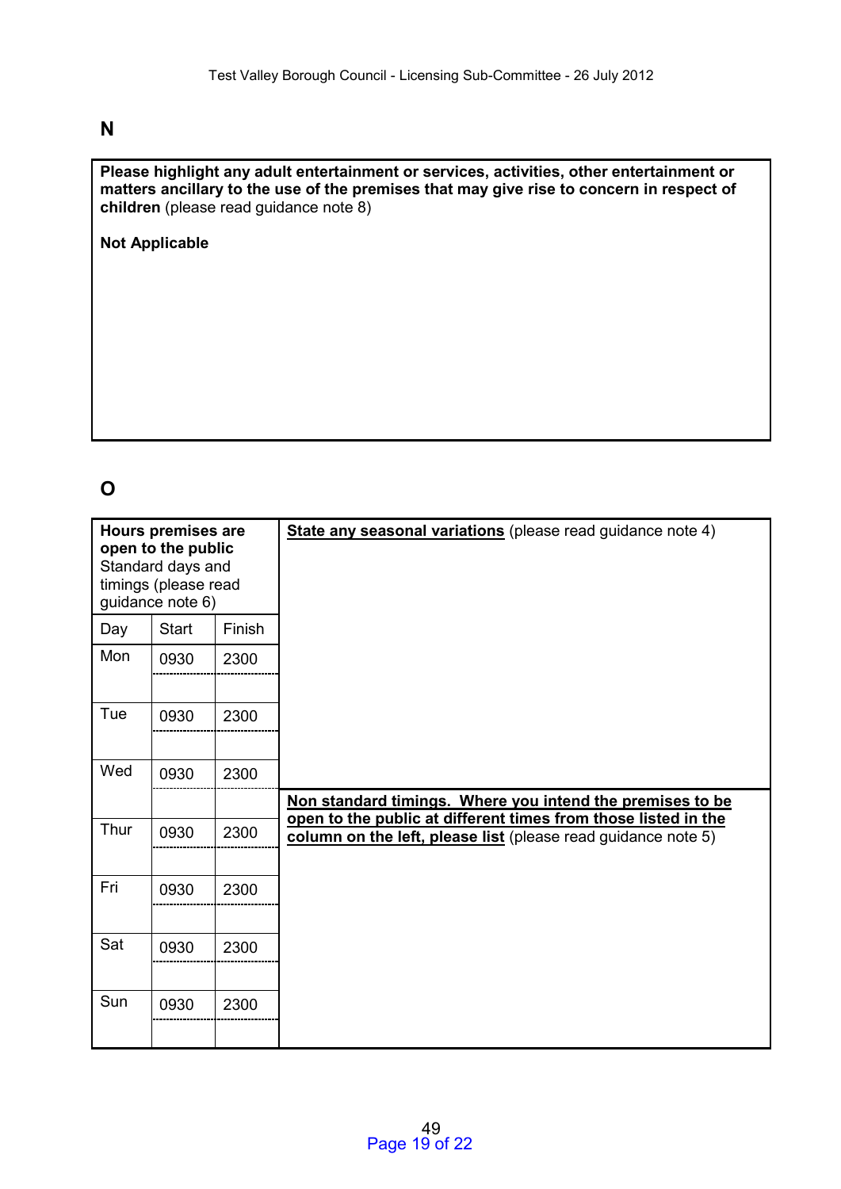## N

**Please highlight any adult entertainment or services, activities, other entertainment or matters ancillary to the use of the premises that may give rise to concern in respect of children** (please read guidance note 8)

**Not Applicable**

## O

| **Hours premises are open to the public** Standard days and timings (please read guidance note 6) | | | **State any seasonal variations** (please read guidance note 4) |
|---|---|---|---|
| Day | Start | Finish | |
| Mon | 0930 | 2300 | |
| | | | |
| Tue | 0930 | 2300 | |
| | | | |
| Wed | 0930 | 2300 | |
| | | | **Non standard timings. Where you intend the premises to be open to the public at different times from those listed in the column on the left, please list** (please read guidance note 5) |
| Thur | 0930 | 2300 | |
| | | | |
| Fri | 0930 | 2300 | |
| | | | |
| Sat | 0930 | 2300 | |
| | | | |
| Sun | 0930 | 2300 | |
| | | | |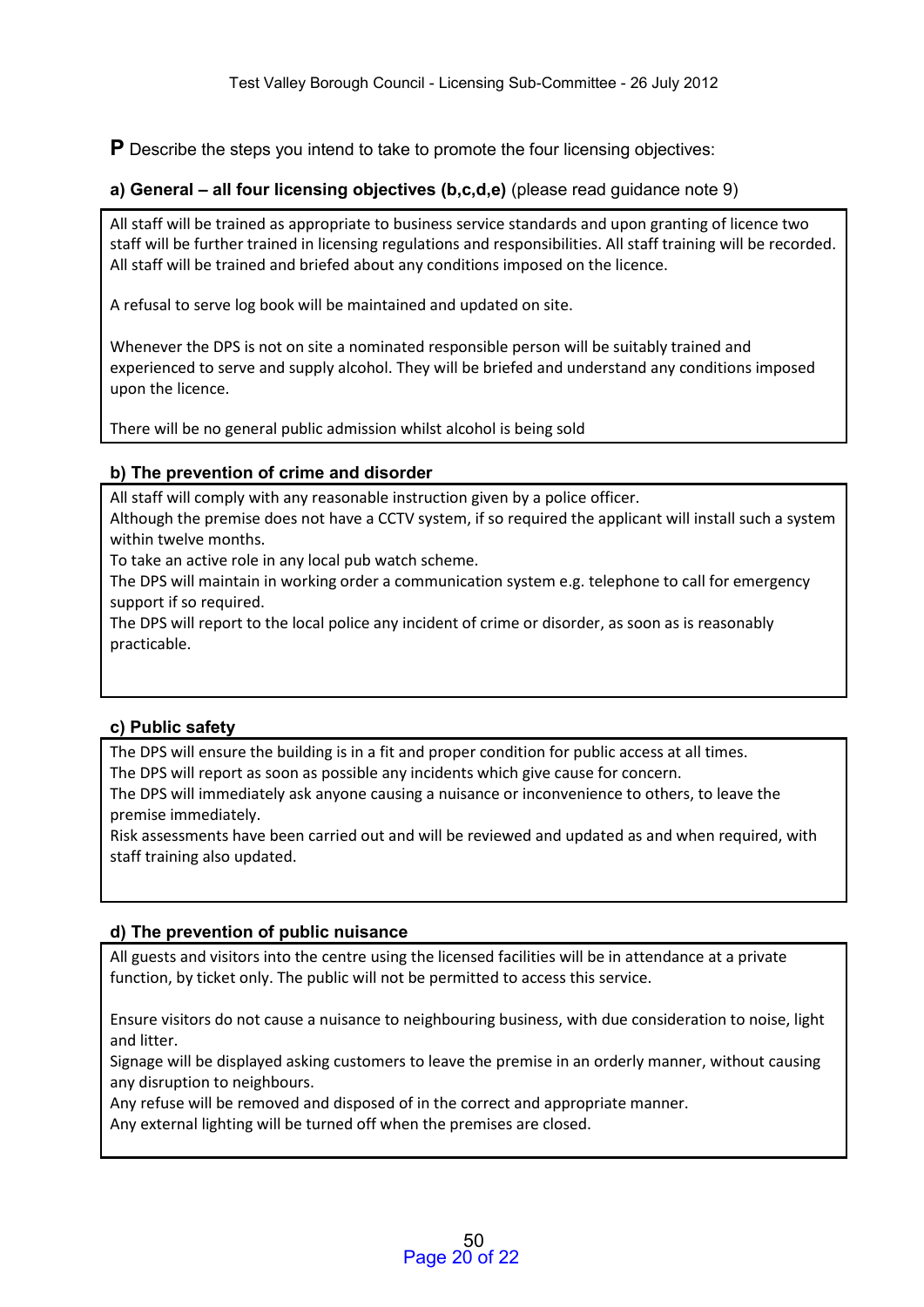**P** Describe the steps you intend to take to promote the four licensing objectives:

**a) General – all four licensing objectives (b,c,d,e)** (please read guidance note 9)

All staff will be trained as appropriate to business service standards and upon granting of licence two staff will be further trained in licensing regulations and responsibilities. All staff training will be recorded. All staff will be trained and briefed about any conditions imposed on the licence.

A refusal to serve log book will be maintained and updated on site.

Whenever the DPS is not on site a nominated responsible person will be suitably trained and experienced to serve and supply alcohol. They will be briefed and understand any conditions imposed upon the licence.

There will be no general public admission whilst alcohol is being sold

**b) The prevention of crime and disorder**

All staff will comply with any reasonable instruction given by a police officer.
Although the premise does not have a CCTV system, if so required the applicant will install such a system within twelve months.
To take an active role in any local pub watch scheme.
The DPS will maintain in working order a communication system e.g. telephone to call for emergency support if so required.
The DPS will report to the local police any incident of crime or disorder, as soon as is reasonably practicable.

**c) Public safety**

The DPS will ensure the building is in a fit and proper condition for public access at all times.
The DPS will report as soon as possible any incidents which give cause for concern.
The DPS will immediately ask anyone causing a nuisance or inconvenience to others, to leave the premise immediately.
Risk assessments have been carried out and will be reviewed and updated as and when required, with staff training also updated.

**d) The prevention of public nuisance**

All guests and visitors into the centre using the licensed facilities will be in attendance at a private function, by ticket only. The public will not be permitted to access this service.

Ensure visitors do not cause a nuisance to neighbouring business, with due consideration to noise, light and litter.
Signage will be displayed asking customers to leave the premise in an orderly manner, without causing any disruption to neighbours.
Any refuse will be removed and disposed of in the correct and appropriate manner.
Any external lighting will be turned off when the premises are closed.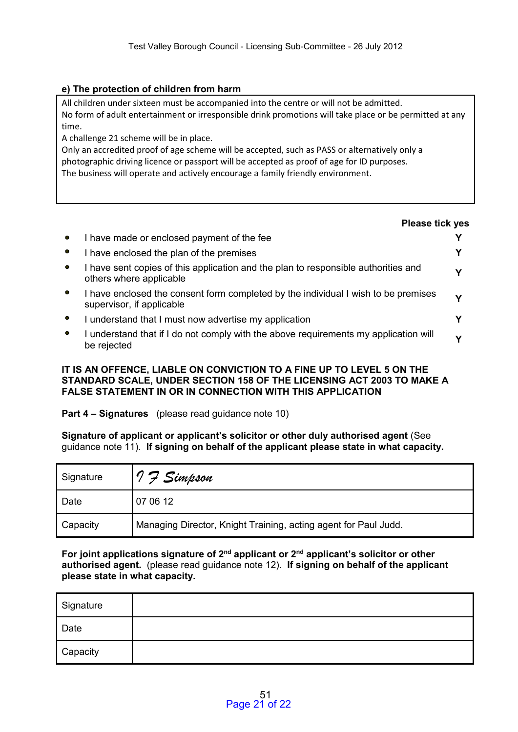**e) The protection of children from harm**

All children under sixteen must be accompanied into the centre or will not be admitted.
No form of adult entertainment or irresponsible drink promotions will take place or be permitted at any time.
A challenge 21 scheme will be in place.
Only an accredited proof of age scheme will be accepted, such as PASS or alternatively only a photographic driving licence or passport will be accepted as proof of age for ID purposes.
The business will operate and actively encourage a family friendly environment.

| | **Please tick yes** |
|---|---|
| • I have made or enclosed payment of the fee | **Y** |
| • I have enclosed the plan of the premises | **Y** |
| • I have sent copies of this application and the plan to responsible authorities and others where applicable | **Y** |
| • I have enclosed the consent form completed by the individual I wish to be premises supervisor, if applicable | **Y** |
| • I understand that I must now advertise my application | **Y** |
| • I understand that if I do not comply with the above requirements my application will be rejected | **Y** |

**IT IS AN OFFENCE, LIABLE ON CONVICTION TO A FINE UP TO LEVEL 5 ON THE STANDARD SCALE, UNDER SECTION 158 OF THE LICENSING ACT 2003 TO MAKE A FALSE STATEMENT IN OR IN CONNECTION WITH THIS APPLICATION**

**Part 4 – Signatures** (please read guidance note 10)

**Signature of applicant or applicant's solicitor or other duly authorised agent** (See guidance note 11). **If signing on behalf of the applicant please state in what capacity.**

| | |
|---|---|
| Signature | *I F Simpson* |
| Date | 07 06 12 |
| Capacity | Managing Director, Knight Training, acting agent for Paul Judd. |

**For joint applications signature of 2nd applicant or 2nd applicant's solicitor or other authorised agent.** (please read guidance note 12). **If signing on behalf of the applicant please state in what capacity.**

| | |
|---|---|
| Signature | |
| Date | |
| Capacity | |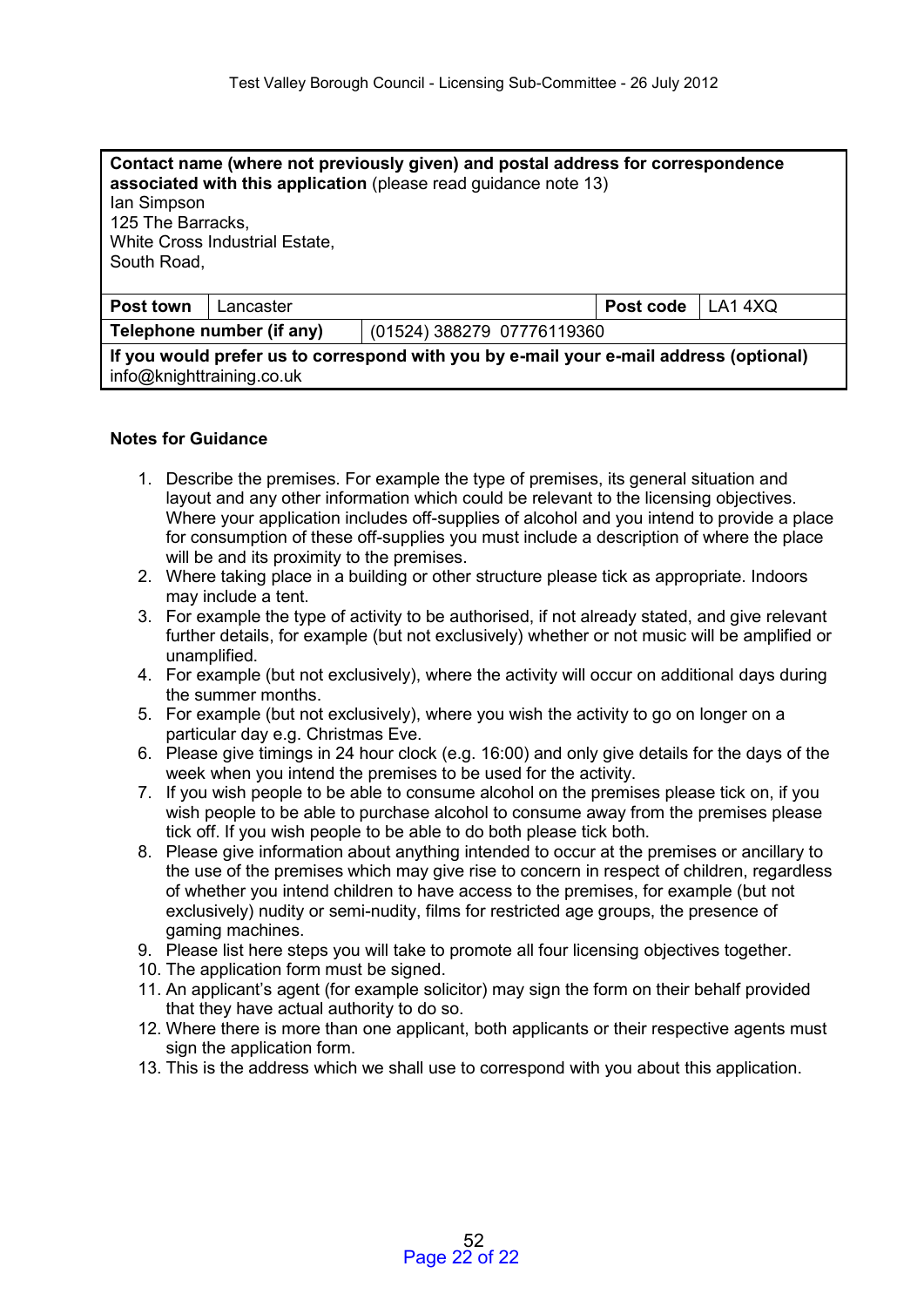| | | | |
|---|---|---|---|
| **Contact name (where not previously given) and postal address for correspondence associated with this application** (please read guidance note 13)<br>Ian Simpson<br>125 The Barracks,<br>White Cross Industrial Estate,<br>South Road, | | | |
| **Post town** | Lancaster | **Post code** | LA1 4XQ |
| **Telephone number (if any)** | (01524) 388279 07776119360 | | |
| **If you would prefer us to correspond with you by e-mail your e-mail address (optional)**<br>info@knighttraining.co.uk | | | |

**Notes for Guidance**

1. Describe the premises. For example the type of premises, its general situation and layout and any other information which could be relevant to the licensing objectives. Where your application includes off-supplies of alcohol and you intend to provide a place for consumption of these off-supplies you must include a description of where the place will be and its proximity to the premises.
2. Where taking place in a building or other structure please tick as appropriate. Indoors may include a tent.
3. For example the type of activity to be authorised, if not already stated, and give relevant further details, for example (but not exclusively) whether or not music will be amplified or unamplified.
4. For example (but not exclusively), where the activity will occur on additional days during the summer months.
5. For example (but not exclusively), where you wish the activity to go on longer on a particular day e.g. Christmas Eve.
6. Please give timings in 24 hour clock (e.g. 16:00) and only give details for the days of the week when you intend the premises to be used for the activity.
7. If you wish people to be able to consume alcohol on the premises please tick on, if you wish people to be able to purchase alcohol to consume away from the premises please tick off. If you wish people to be able to do both please tick both.
8. Please give information about anything intended to occur at the premises or ancillary to the use of the premises which may give rise to concern in respect of children, regardless of whether you intend children to have access to the premises, for example (but not exclusively) nudity or semi-nudity, films for restricted age groups, the presence of gaming machines.
9. Please list here steps you will take to promote all four licensing objectives together.
10. The application form must be signed.
11. An applicant's agent (for example solicitor) may sign the form on their behalf provided that they have actual authority to do so.
12. Where there is more than one applicant, both applicants or their respective agents must sign the application form.
13. This is the address which we shall use to correspond with you about this application.